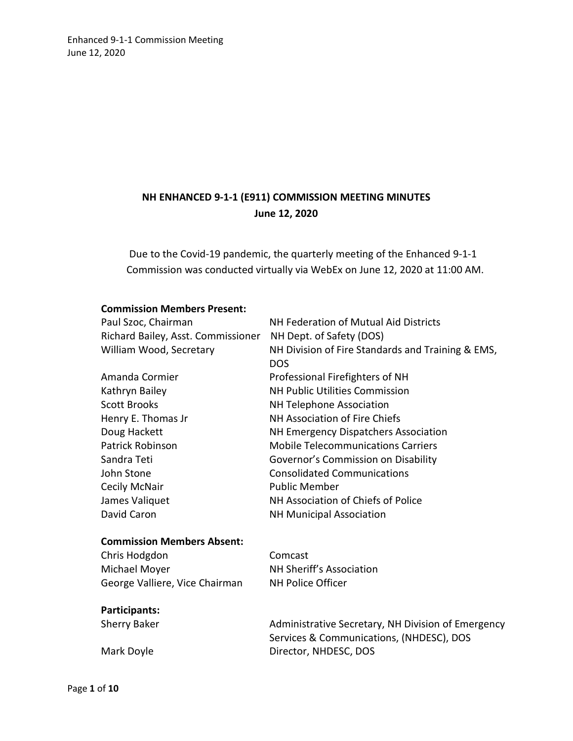# NH ENHANCED 9-1-1 (E911) COMMISSION MEETING MINUTES

**June 12, 2020**

Due to the Covid-19 pandemic, the quarterly meeting of the Enhanced 9-1-1 Commission was conducted virtually via WebEx on June 12, 2020 at 11:00 AM.

**Commission Members Present:**

| | |
|---|---|
| Paul Szoc, Chairman | NH Federation of Mutual Aid Districts |
| Richard Bailey, Asst. Commissioner | NH Dept. of Safety (DOS) |
| William Wood, Secretary | NH Division of Fire Standards and Training & EMS, DOS |
| Amanda Cormier | Professional Firefighters of NH |
| Kathryn Bailey | NH Public Utilities Commission |
| Scott Brooks | NH Telephone Association |
| Henry E. Thomas Jr | NH Association of Fire Chiefs |
| Doug Hackett | NH Emergency Dispatchers Association |
| Patrick Robinson | Mobile Telecommunications Carriers |
| Sandra Teti | Governor's Commission on Disability |
| John Stone | Consolidated Communications |
| Cecily McNair | Public Member |
| James Valiquet | NH Association of Chiefs of Police |
| David Caron | NH Municipal Association |

**Commission Members Absent:**

| | |
|---|---|
| Chris Hodgdon | Comcast |
| Michael Moyer | NH Sheriff's Association |
| George Valliere, Vice Chairman | NH Police Officer |

**Participants:**

| | |
|---|---|
| Sherry Baker | Administrative Secretary, NH Division of Emergency Services & Communications, (NHDESC), DOS |
| Mark Doyle | Director, NHDESC, DOS |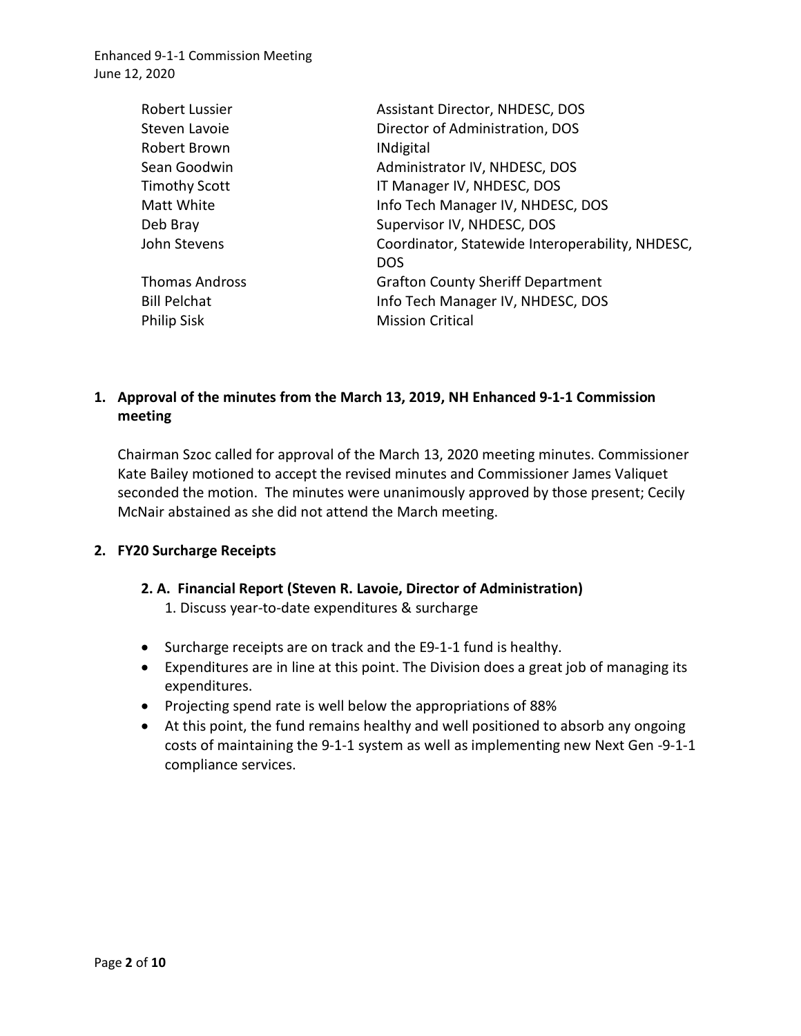| | |
|---|---|
| Robert Lussier | Assistant Director, NHDESC, DOS |
| Steven Lavoie | Director of Administration, DOS |
| Robert Brown | INdigital |
| Sean Goodwin | Administrator IV, NHDESC, DOS |
| Timothy Scott | IT Manager IV, NHDESC, DOS |
| Matt White | Info Tech Manager IV, NHDESC, DOS |
| Deb Bray | Supervisor IV, NHDESC, DOS |
| John Stevens | Coordinator, Statewide Interoperability, NHDESC, DOS |
| Thomas Andross | Grafton County Sheriff Department |
| Bill Pelchat | Info Tech Manager IV, NHDESC, DOS |
| Philip Sisk | Mission Critical |

## 1. Approval of the minutes from the March 13, 2019, NH Enhanced 9-1-1 Commission meeting

Chairman Szoc called for approval of the March 13, 2020 meeting minutes. Commissioner Kate Bailey motioned to accept the revised minutes and Commissioner James Valiquet seconded the motion. The minutes were unanimously approved by those present; Cecily McNair abstained as she did not attend the March meeting.

## 2. FY20 Surcharge Receipts

### 2. A. Financial Report (Steven R. Lavoie, Director of Administration)

1. Discuss year-to-date expenditures & surcharge

- Surcharge receipts are on track and the E9-1-1 fund is healthy.
- Expenditures are in line at this point. The Division does a great job of managing its expenditures.
- Projecting spend rate is well below the appropriations of 88%
- At this point, the fund remains healthy and well positioned to absorb any ongoing costs of maintaining the 9-1-1 system as well as implementing new Next Gen -9-1-1 compliance services.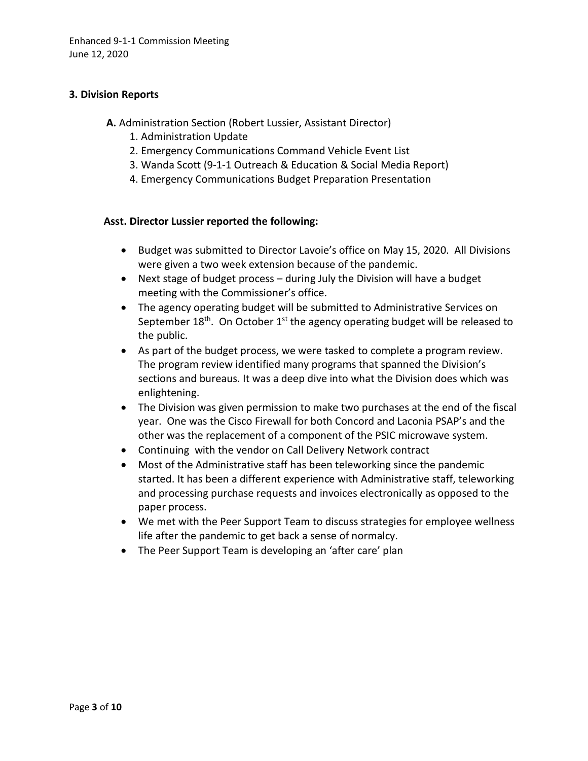## 3. Division Reports

**A.** Administration Section (Robert Lussier, Assistant Director)

1. Administration Update
2. Emergency Communications Command Vehicle Event List
3. Wanda Scott (9-1-1 Outreach & Education & Social Media Report)
4. Emergency Communications Budget Preparation Presentation

**Asst. Director Lussier reported the following:**

- Budget was submitted to Director Lavoie's office on May 15, 2020. All Divisions were given a two week extension because of the pandemic.
- Next stage of budget process – during July the Division will have a budget meeting with the Commissioner's office.
- The agency operating budget will be submitted to Administrative Services on September 18th. On October 1st the agency operating budget will be released to the public.
- As part of the budget process, we were tasked to complete a program review. The program review identified many programs that spanned the Division's sections and bureaus. It was a deep dive into what the Division does which was enlightening.
- The Division was given permission to make two purchases at the end of the fiscal year. One was the Cisco Firewall for both Concord and Laconia PSAP's and the other was the replacement of a component of the PSIC microwave system.
- Continuing with the vendor on Call Delivery Network contract
- Most of the Administrative staff has been teleworking since the pandemic started. It has been a different experience with Administrative staff, teleworking and processing purchase requests and invoices electronically as opposed to the paper process.
- We met with the Peer Support Team to discuss strategies for employee wellness life after the pandemic to get back a sense of normalcy.
- The Peer Support Team is developing an 'after care' plan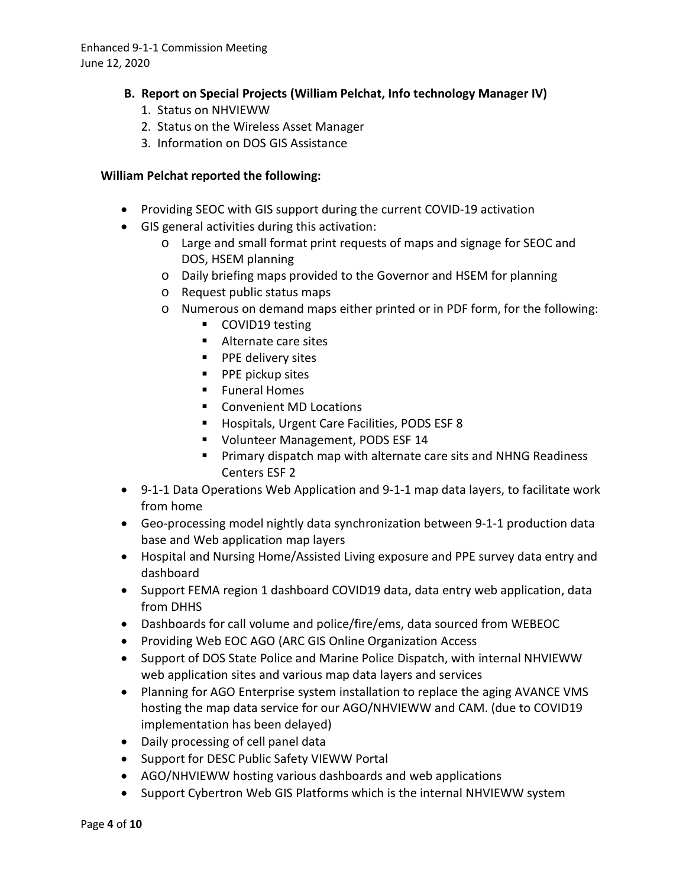### B. Report on Special Projects (William Pelchat, Info technology Manager IV)

1. Status on NHVIEWW
2. Status on the Wireless Asset Manager
3. Information on DOS GIS Assistance

**William Pelchat reported the following:**

- Providing SEOC with GIS support during the current COVID-19 activation
- GIS general activities during this activation:
  - Large and small format print requests of maps and signage for SEOC and DOS, HSEM planning
  - Daily briefing maps provided to the Governor and HSEM for planning
  - Request public status maps
  - Numerous on demand maps either printed or in PDF form, for the following:
    - COVID19 testing
    - Alternate care sites
    - PPE delivery sites
    - PPE pickup sites
    - Funeral Homes
    - Convenient MD Locations
    - Hospitals, Urgent Care Facilities, PODS ESF 8
    - Volunteer Management, PODS ESF 14
    - Primary dispatch map with alternate care sits and NHNG Readiness Centers ESF 2
- 9-1-1 Data Operations Web Application and 9-1-1 map data layers, to facilitate work from home
- Geo-processing model nightly data synchronization between 9-1-1 production data base and Web application map layers
- Hospital and Nursing Home/Assisted Living exposure and PPE survey data entry and dashboard
- Support FEMA region 1 dashboard COVID19 data, data entry web application, data from DHHS
- Dashboards for call volume and police/fire/ems, data sourced from WEBEOC
- Providing Web EOC AGO (ARC GIS Online Organization Access
- Support of DOS State Police and Marine Police Dispatch, with internal NHVIEWW web application sites and various map data layers and services
- Planning for AGO Enterprise system installation to replace the aging AVANCE VMS hosting the map data service for our AGO/NHVIEWW and CAM. (due to COVID19 implementation has been delayed)
- Daily processing of cell panel data
- Support for DESC Public Safety VIEWW Portal
- AGO/NHVIEWW hosting various dashboards and web applications
- Support Cybertron Web GIS Platforms which is the internal NHVIEWW system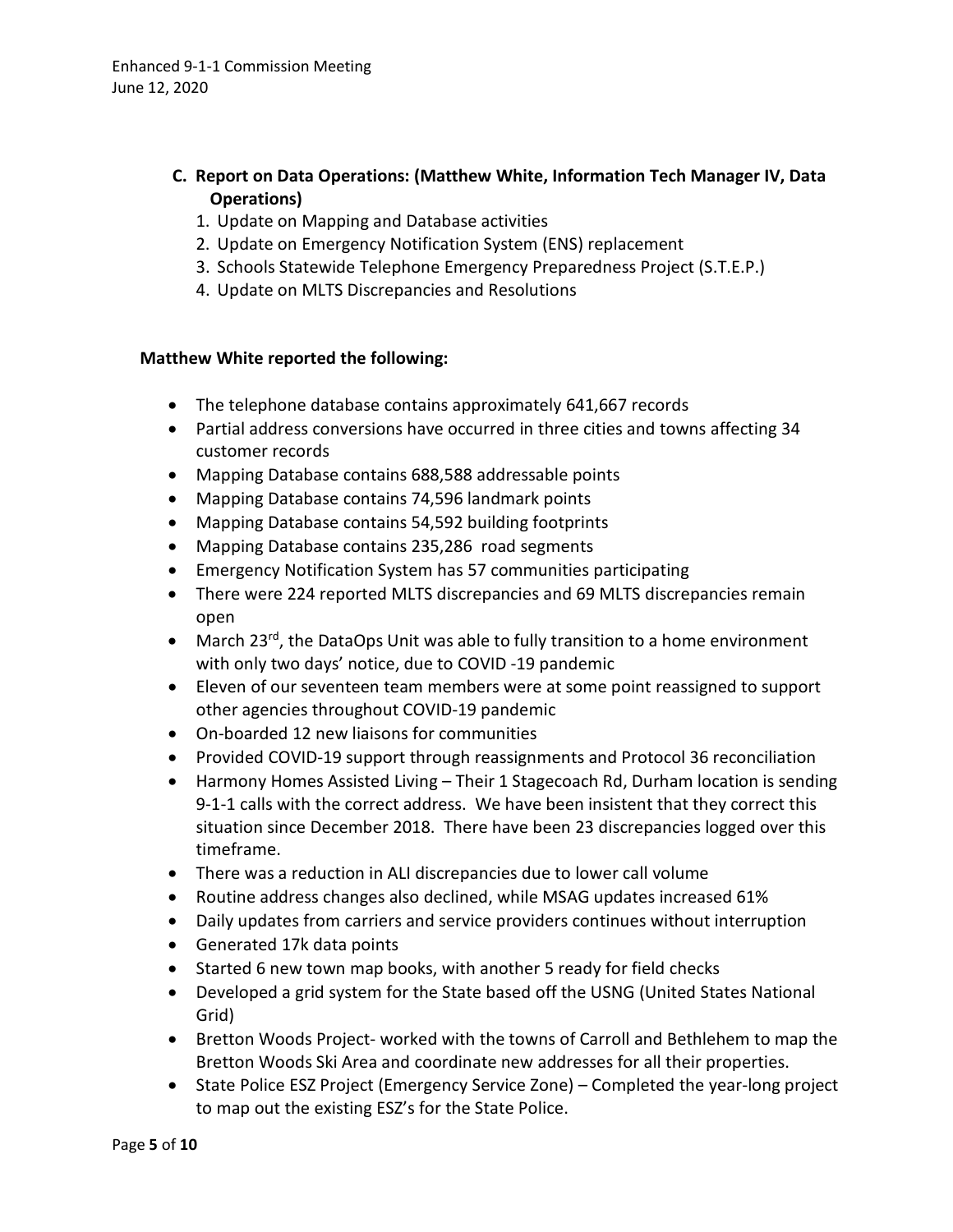**C. Report on Data Operations: (Matthew White, Information Tech Manager IV, Data Operations)**

1. Update on Mapping and Database activities
2. Update on Emergency Notification System (ENS) replacement
3. Schools Statewide Telephone Emergency Preparedness Project (S.T.E.P.)
4. Update on MLTS Discrepancies and Resolutions

**Matthew White reported the following:**

- The telephone database contains approximately 641,667 records
- Partial address conversions have occurred in three cities and towns affecting 34 customer records
- Mapping Database contains 688,588 addressable points
- Mapping Database contains 74,596 landmark points
- Mapping Database contains 54,592 building footprints
- Mapping Database contains 235,286 road segments
- Emergency Notification System has 57 communities participating
- There were 224 reported MLTS discrepancies and 69 MLTS discrepancies remain open
- March 23rd, the DataOps Unit was able to fully transition to a home environment with only two days' notice, due to COVID -19 pandemic
- Eleven of our seventeen team members were at some point reassigned to support other agencies throughout COVID-19 pandemic
- On-boarded 12 new liaisons for communities
- Provided COVID-19 support through reassignments and Protocol 36 reconciliation
- Harmony Homes Assisted Living – Their 1 Stagecoach Rd, Durham location is sending 9-1-1 calls with the correct address. We have been insistent that they correct this situation since December 2018. There have been 23 discrepancies logged over this timeframe.
- There was a reduction in ALI discrepancies due to lower call volume
- Routine address changes also declined, while MSAG updates increased 61%
- Daily updates from carriers and service providers continues without interruption
- Generated 17k data points
- Started 6 new town map books, with another 5 ready for field checks
- Developed a grid system for the State based off the USNG (United States National Grid)
- Bretton Woods Project- worked with the towns of Carroll and Bethlehem to map the Bretton Woods Ski Area and coordinate new addresses for all their properties.
- State Police ESZ Project (Emergency Service Zone) – Completed the year-long project to map out the existing ESZ's for the State Police.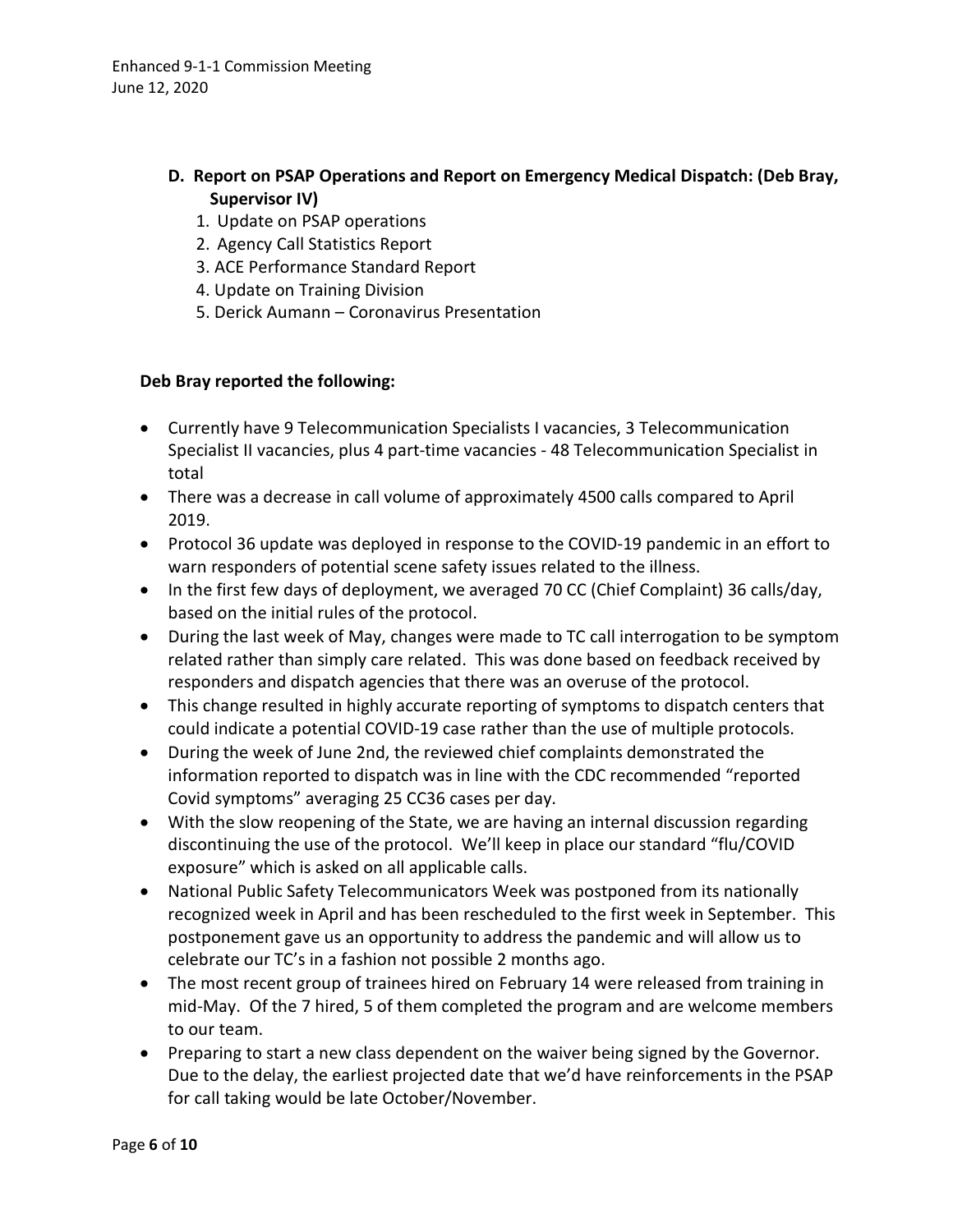### D. Report on PSAP Operations and Report on Emergency Medical Dispatch: (Deb Bray, Supervisor IV)

1. Update on PSAP operations
2. Agency Call Statistics Report
3. ACE Performance Standard Report
4. Update on Training Division
5. Derick Aumann – Coronavirus Presentation

**Deb Bray reported the following:**

- Currently have 9 Telecommunication Specialists I vacancies, 3 Telecommunication Specialist II vacancies, plus 4 part-time vacancies - 48 Telecommunication Specialist in total
- There was a decrease in call volume of approximately 4500 calls compared to April 2019.
- Protocol 36 update was deployed in response to the COVID-19 pandemic in an effort to warn responders of potential scene safety issues related to the illness.
- In the first few days of deployment, we averaged 70 CC (Chief Complaint) 36 calls/day, based on the initial rules of the protocol.
- During the last week of May, changes were made to TC call interrogation to be symptom related rather than simply care related. This was done based on feedback received by responders and dispatch agencies that there was an overuse of the protocol.
- This change resulted in highly accurate reporting of symptoms to dispatch centers that could indicate a potential COVID-19 case rather than the use of multiple protocols.
- During the week of June 2nd, the reviewed chief complaints demonstrated the information reported to dispatch was in line with the CDC recommended "reported Covid symptoms" averaging 25 CC36 cases per day.
- With the slow reopening of the State, we are having an internal discussion regarding discontinuing the use of the protocol. We'll keep in place our standard "flu/COVID exposure" which is asked on all applicable calls.
- National Public Safety Telecommunicators Week was postponed from its nationally recognized week in April and has been rescheduled to the first week in September. This postponement gave us an opportunity to address the pandemic and will allow us to celebrate our TC's in a fashion not possible 2 months ago.
- The most recent group of trainees hired on February 14 were released from training in mid-May. Of the 7 hired, 5 of them completed the program and are welcome members to our team.
- Preparing to start a new class dependent on the waiver being signed by the Governor. Due to the delay, the earliest projected date that we'd have reinforcements in the PSAP for call taking would be late October/November.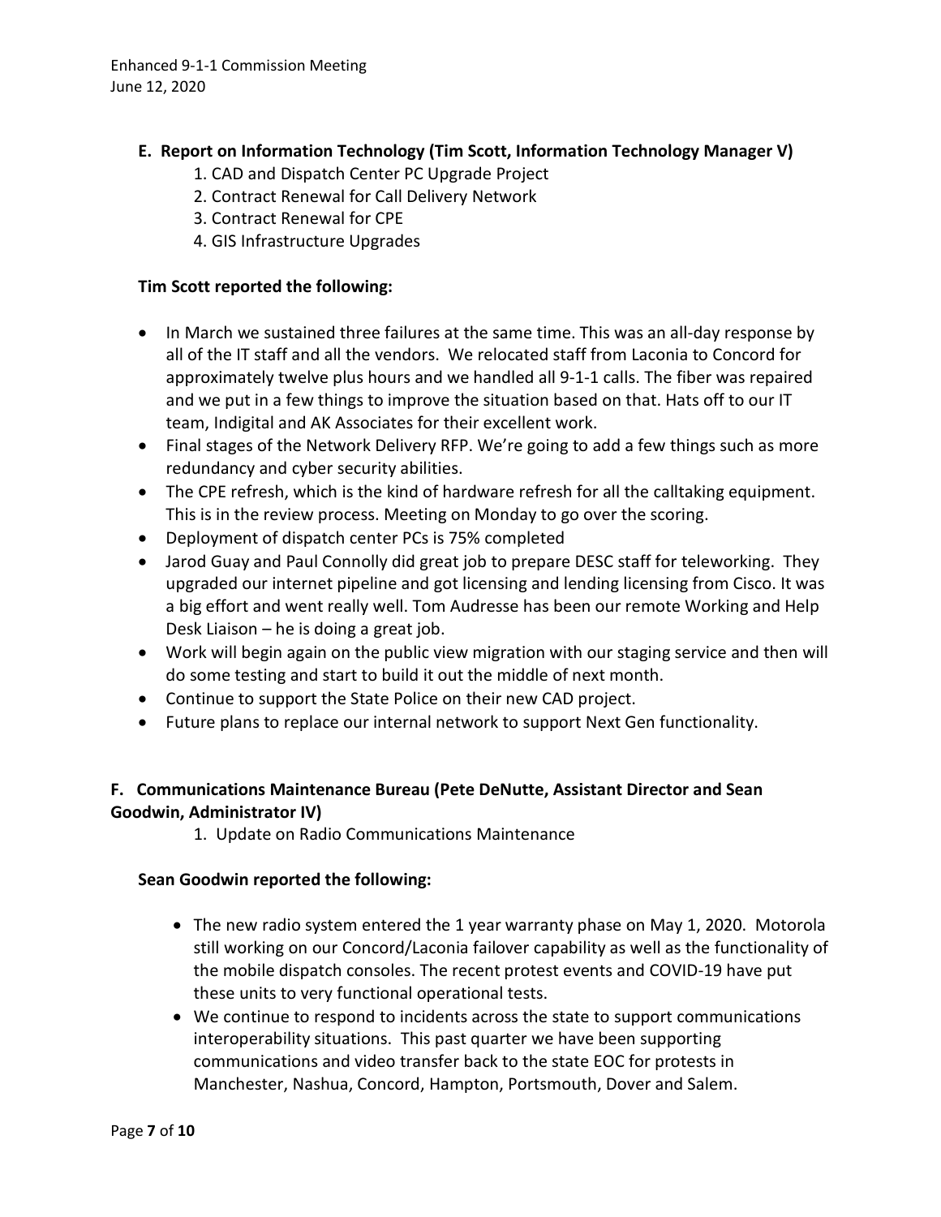## E. Report on Information Technology (Tim Scott, Information Technology Manager V)

1. CAD and Dispatch Center PC Upgrade Project
2. Contract Renewal for Call Delivery Network
3. Contract Renewal for CPE
4. GIS Infrastructure Upgrades

**Tim Scott reported the following:**

- In March we sustained three failures at the same time. This was an all-day response by all of the IT staff and all the vendors. We relocated staff from Laconia to Concord for approximately twelve plus hours and we handled all 9-1-1 calls. The fiber was repaired and we put in a few things to improve the situation based on that. Hats off to our IT team, Indigital and AK Associates for their excellent work.
- Final stages of the Network Delivery RFP. We're going to add a few things such as more redundancy and cyber security abilities.
- The CPE refresh, which is the kind of hardware refresh for all the calltaking equipment. This is in the review process. Meeting on Monday to go over the scoring.
- Deployment of dispatch center PCs is 75% completed
- Jarod Guay and Paul Connolly did great job to prepare DESC staff for teleworking. They upgraded our internet pipeline and got licensing and lending licensing from Cisco. It was a big effort and went really well. Tom Audresse has been our remote Working and Help Desk Liaison – he is doing a great job.
- Work will begin again on the public view migration with our staging service and then will do some testing and start to build it out the middle of next month.
- Continue to support the State Police on their new CAD project.
- Future plans to replace our internal network to support Next Gen functionality.

## F. Communications Maintenance Bureau (Pete DeNutte, Assistant Director and Sean Goodwin, Administrator IV)

1. Update on Radio Communications Maintenance

**Sean Goodwin reported the following:**

- The new radio system entered the 1 year warranty phase on May 1, 2020. Motorola still working on our Concord/Laconia failover capability as well as the functionality of the mobile dispatch consoles. The recent protest events and COVID-19 have put these units to very functional operational tests.
- We continue to respond to incidents across the state to support communications interoperability situations. This past quarter we have been supporting communications and video transfer back to the state EOC for protests in Manchester, Nashua, Concord, Hampton, Portsmouth, Dover and Salem.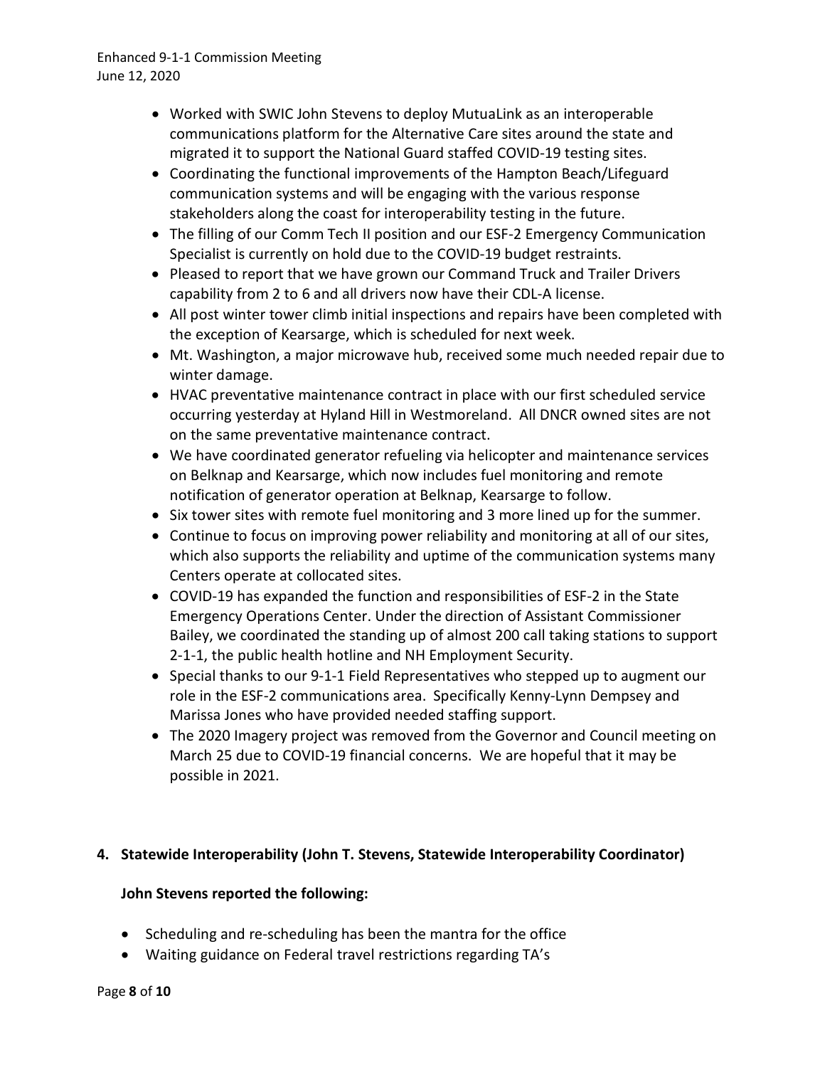- Worked with SWIC John Stevens to deploy MutuaLink as an interoperable communications platform for the Alternative Care sites around the state and migrated it to support the National Guard staffed COVID-19 testing sites.
- Coordinating the functional improvements of the Hampton Beach/Lifeguard communication systems and will be engaging with the various response stakeholders along the coast for interoperability testing in the future.
- The filling of our Comm Tech II position and our ESF-2 Emergency Communication Specialist is currently on hold due to the COVID-19 budget restraints.
- Pleased to report that we have grown our Command Truck and Trailer Drivers capability from 2 to 6 and all drivers now have their CDL-A license.
- All post winter tower climb initial inspections and repairs have been completed with the exception of Kearsarge, which is scheduled for next week.
- Mt. Washington, a major microwave hub, received some much needed repair due to winter damage.
- HVAC preventative maintenance contract in place with our first scheduled service occurring yesterday at Hyland Hill in Westmoreland. All DNCR owned sites are not on the same preventative maintenance contract.
- We have coordinated generator refueling via helicopter and maintenance services on Belknap and Kearsarge, which now includes fuel monitoring and remote notification of generator operation at Belknap, Kearsarge to follow.
- Six tower sites with remote fuel monitoring and 3 more lined up for the summer.
- Continue to focus on improving power reliability and monitoring at all of our sites, which also supports the reliability and uptime of the communication systems many Centers operate at collocated sites.
- COVID-19 has expanded the function and responsibilities of ESF-2 in the State Emergency Operations Center. Under the direction of Assistant Commissioner Bailey, we coordinated the standing up of almost 200 call taking stations to support 2-1-1, the public health hotline and NH Employment Security.
- Special thanks to our 9-1-1 Field Representatives who stepped up to augment our role in the ESF-2 communications area. Specifically Kenny-Lynn Dempsey and Marissa Jones who have provided needed staffing support.
- The 2020 Imagery project was removed from the Governor and Council meeting on March 25 due to COVID-19 financial concerns. We are hopeful that it may be possible in 2021.

**4. Statewide Interoperability (John T. Stevens, Statewide Interoperability Coordinator)**

**John Stevens reported the following:**

- Scheduling and re-scheduling has been the mantra for the office
- Waiting guidance on Federal travel restrictions regarding TA's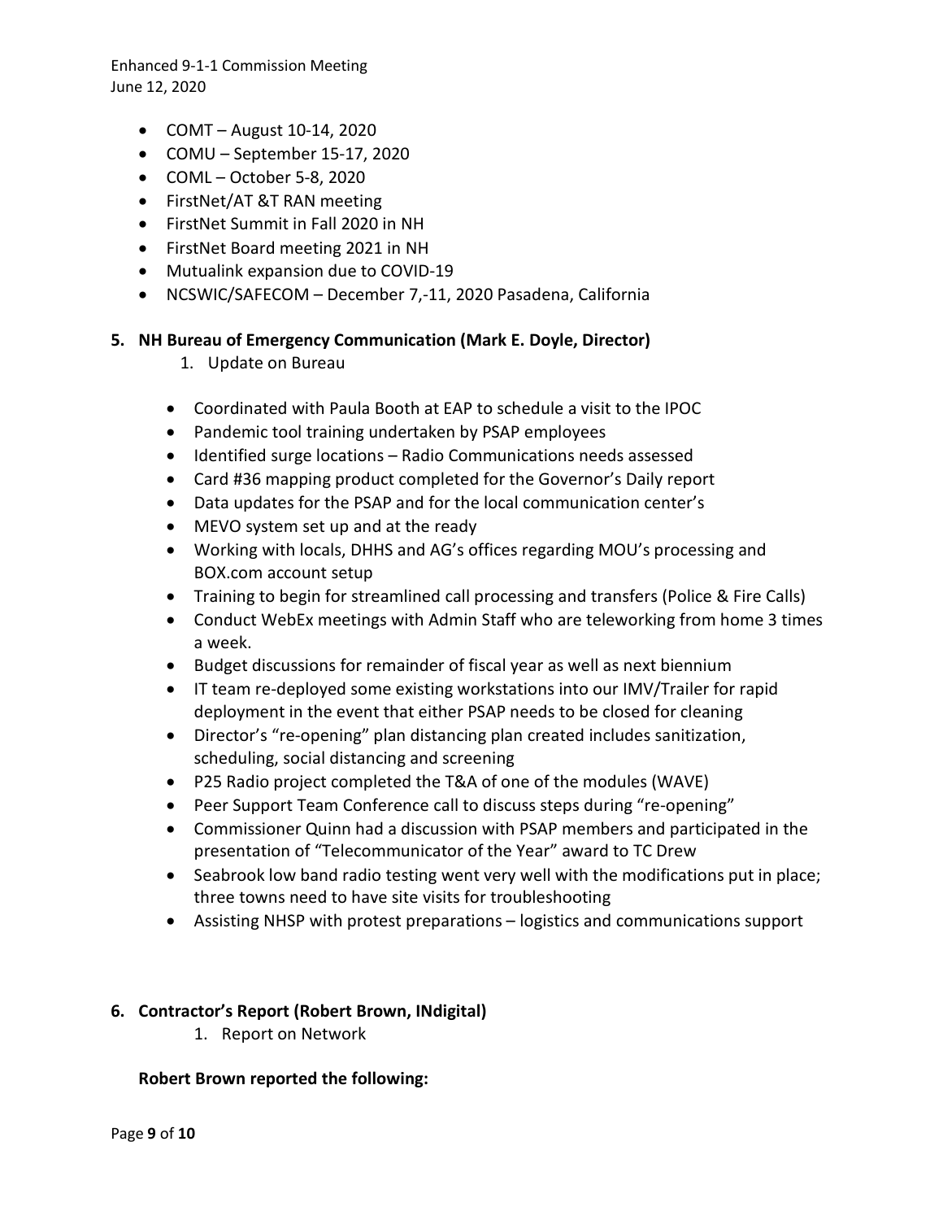- COMT – August 10-14, 2020
- COMU – September 15-17, 2020
- COML – October 5-8, 2020
- FirstNet/AT &T RAN meeting
- FirstNet Summit in Fall 2020 in NH
- FirstNet Board meeting 2021 in NH
- Mutualink expansion due to COVID-19
- NCSWIC/SAFECOM – December 7,-11, 2020 Pasadena, California

**5. NH Bureau of Emergency Communication (Mark E. Doyle, Director)**

1. Update on Bureau

- Coordinated with Paula Booth at EAP to schedule a visit to the IPOC
- Pandemic tool training undertaken by PSAP employees
- Identified surge locations – Radio Communications needs assessed
- Card #36 mapping product completed for the Governor's Daily report
- Data updates for the PSAP and for the local communication center's
- MEVO system set up and at the ready
- Working with locals, DHHS and AG's offices regarding MOU's processing and BOX.com account setup
- Training to begin for streamlined call processing and transfers (Police & Fire Calls)
- Conduct WebEx meetings with Admin Staff who are teleworking from home 3 times a week.
- Budget discussions for remainder of fiscal year as well as next biennium
- IT team re-deployed some existing workstations into our IMV/Trailer for rapid deployment in the event that either PSAP needs to be closed for cleaning
- Director's "re-opening" plan distancing plan created includes sanitization, scheduling, social distancing and screening
- P25 Radio project completed the T&A of one of the modules (WAVE)
- Peer Support Team Conference call to discuss steps during "re-opening"
- Commissioner Quinn had a discussion with PSAP members and participated in the presentation of "Telecommunicator of the Year" award to TC Drew
- Seabrook low band radio testing went very well with the modifications put in place; three towns need to have site visits for troubleshooting
- Assisting NHSP with protest preparations – logistics and communications support

**6. Contractor's Report (Robert Brown, INdigital)**

1. Report on Network

**Robert Brown reported the following:**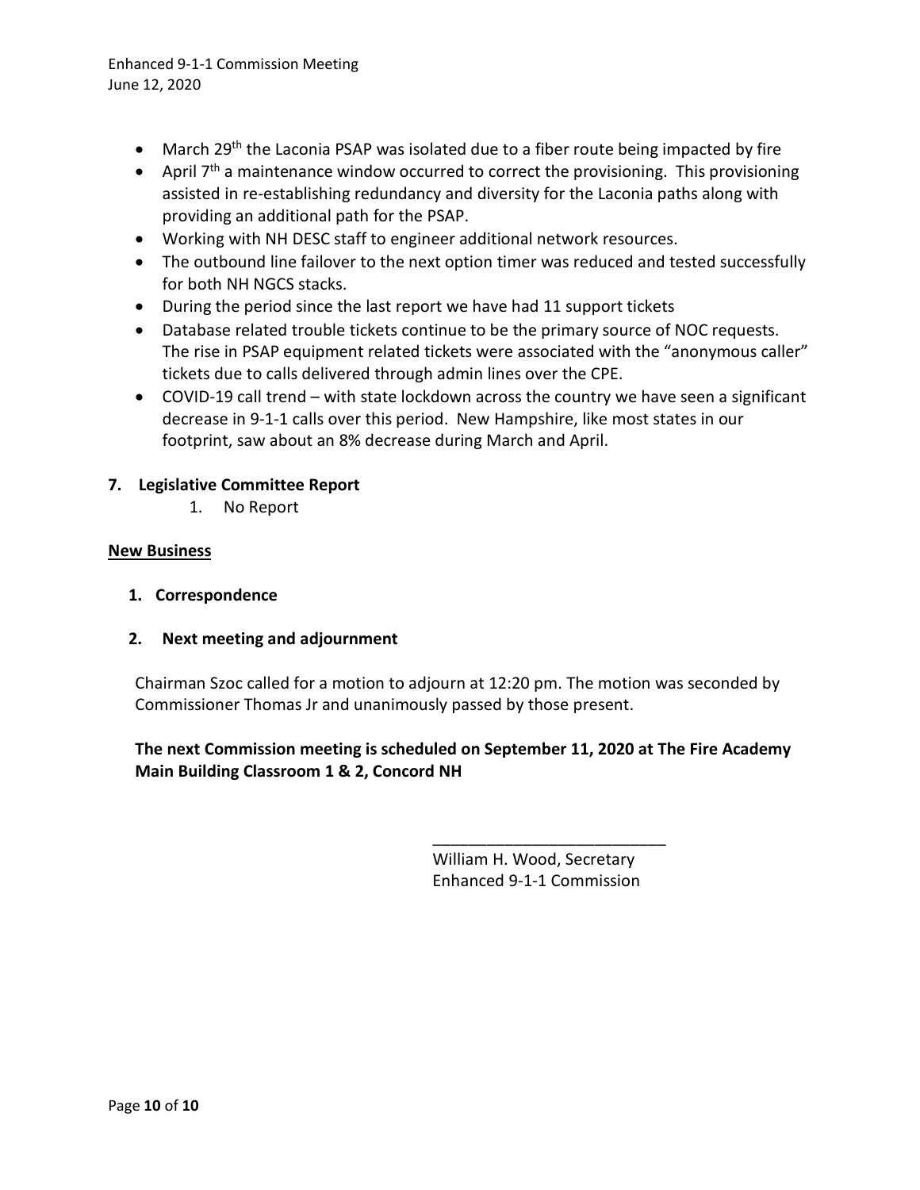- March 29th the Laconia PSAP was isolated due to a fiber route being impacted by fire
- April 7th a maintenance window occurred to correct the provisioning. This provisioning assisted in re-establishing redundancy and diversity for the Laconia paths along with providing an additional path for the PSAP.
- Working with NH DESC staff to engineer additional network resources.
- The outbound line failover to the next option timer was reduced and tested successfully for both NH NGCS stacks.
- During the period since the last report we have had 11 support tickets
- Database related trouble tickets continue to be the primary source of NOC requests. The rise in PSAP equipment related tickets were associated with the "anonymous caller" tickets due to calls delivered through admin lines over the CPE.
- COVID-19 call trend – with state lockdown across the country we have seen a significant decrease in 9-1-1 calls over this period. New Hampshire, like most states in our footprint, saw about an 8% decrease during March and April.

**7. Legislative Committee Report**

1. No Report

**New Business**

**1. Correspondence**

**2. Next meeting and adjournment**

Chairman Szoc called for a motion to adjourn at 12:20 pm. The motion was seconded by Commissioner Thomas Jr and unanimously passed by those present.

**The next Commission meeting is scheduled on September 11, 2020 at The Fire Academy Main Building Classroom 1 & 2, Concord NH**

\_\_\_\_\_\_\_\_\_\_\_\_\_\_\_\_\_\_\_\_\_\_\_\_\_\_

William H. Wood, Secretary
Enhanced 9-1-1 Commission